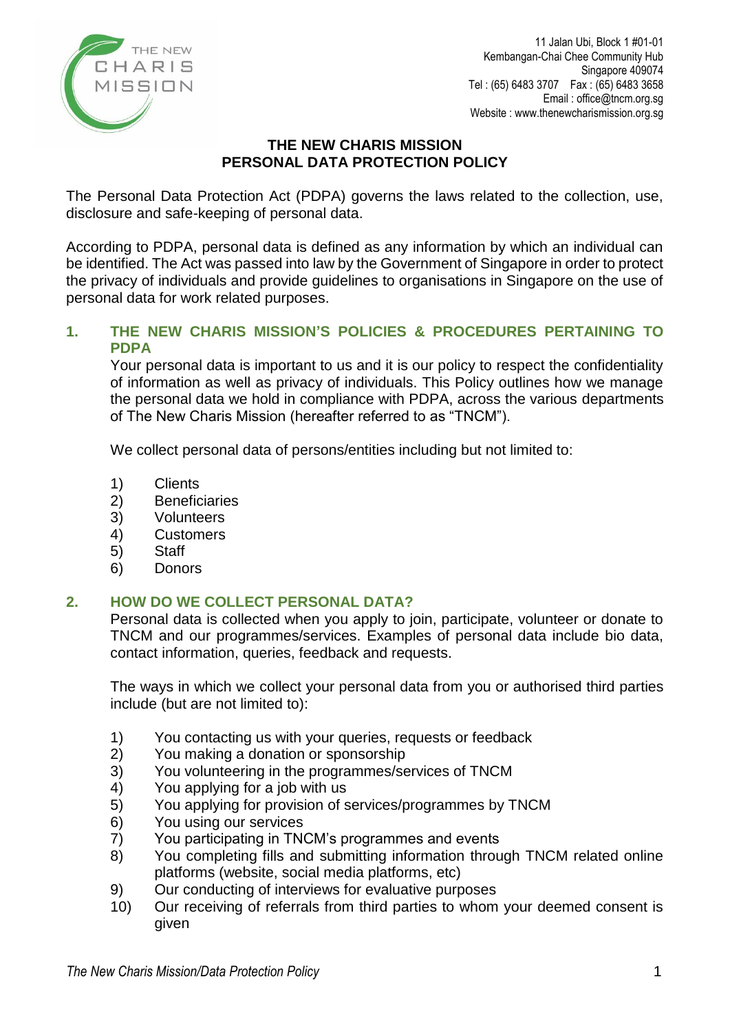11 Jalan Ubi, Block 1 #01-01
Kembangan-Chai Chee Community Hub
Singapore 409074
Tel : (65) 6483 3707 Fax : (65) 6483 3658
Email : office@tncm.org.sg
Website : www.thenewcharismission.org.sg

# THE NEW CHARIS MISSION
# PERSONAL DATA PROTECTION POLICY

The Personal Data Protection Act (PDPA) governs the laws related to the collection, use, disclosure and safe-keeping of personal data.

According to PDPA, personal data is defined as any information by which an individual can be identified. The Act was passed into law by the Government of Singapore in order to protect the privacy of individuals and provide guidelines to organisations in Singapore on the use of personal data for work related purposes.

## 1. THE NEW CHARIS MISSION'S POLICIES & PROCEDURES PERTAINING TO PDPA

Your personal data is important to us and it is our policy to respect the confidentiality of information as well as privacy of individuals. This Policy outlines how we manage the personal data we hold in compliance with PDPA, across the various departments of The New Charis Mission (hereafter referred to as "TNCM").

We collect personal data of persons/entities including but not limited to:

1) Clients
2) Beneficiaries
3) Volunteers
4) Customers
5) Staff
6) Donors

## 2. HOW DO WE COLLECT PERSONAL DATA?

Personal data is collected when you apply to join, participate, volunteer or donate to TNCM and our programmes/services. Examples of personal data include bio data, contact information, queries, feedback and requests.

The ways in which we collect your personal data from you or authorised third parties include (but are not limited to):

1) You contacting us with your queries, requests or feedback
2) You making a donation or sponsorship
3) You volunteering in the programmes/services of TNCM
4) You applying for a job with us
5) You applying for provision of services/programmes by TNCM
6) You using our services
7) You participating in TNCM's programmes and events
8) You completing fills and submitting information through TNCM related online platforms (website, social media platforms, etc)
9) Our conducting of interviews for evaluative purposes
10) Our receiving of referrals from third parties to whom your deemed consent is given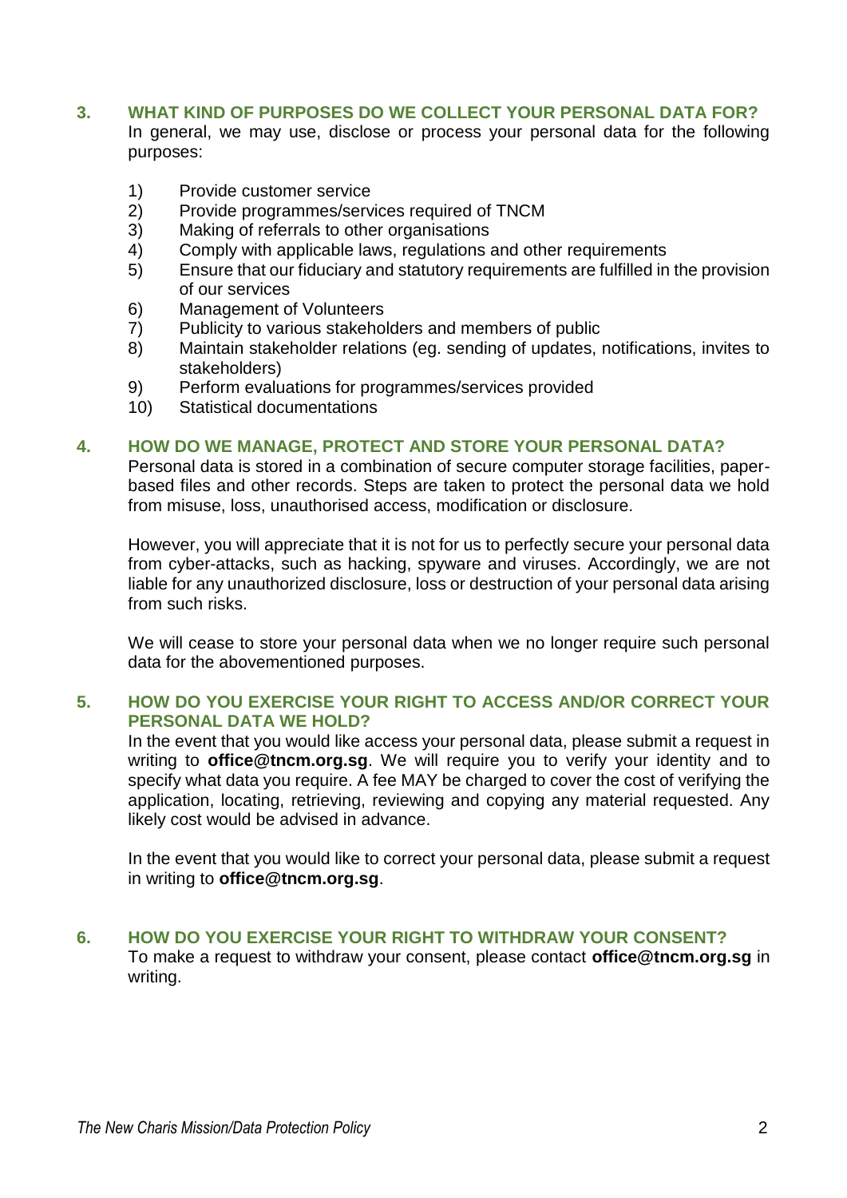## 3. WHAT KIND OF PURPOSES DO WE COLLECT YOUR PERSONAL DATA FOR?

In general, we may use, disclose or process your personal data for the following purposes:

1) Provide customer service
2) Provide programmes/services required of TNCM
3) Making of referrals to other organisations
4) Comply with applicable laws, regulations and other requirements
5) Ensure that our fiduciary and statutory requirements are fulfilled in the provision of our services
6) Management of Volunteers
7) Publicity to various stakeholders and members of public
8) Maintain stakeholder relations (eg. sending of updates, notifications, invites to stakeholders)
9) Perform evaluations for programmes/services provided
10) Statistical documentations

## 4. HOW DO WE MANAGE, PROTECT AND STORE YOUR PERSONAL DATA?

Personal data is stored in a combination of secure computer storage facilities, paper-based files and other records. Steps are taken to protect the personal data we hold from misuse, loss, unauthorised access, modification or disclosure.

However, you will appreciate that it is not for us to perfectly secure your personal data from cyber-attacks, such as hacking, spyware and viruses. Accordingly, we are not liable for any unauthorized disclosure, loss or destruction of your personal data arising from such risks.

We will cease to store your personal data when we no longer require such personal data for the abovementioned purposes.

## 5. HOW DO YOU EXERCISE YOUR RIGHT TO ACCESS AND/OR CORRECT YOUR PERSONAL DATA WE HOLD?

In the event that you would like access your personal data, please submit a request in writing to **office@tncm.org.sg**. We will require you to verify your identity and to specify what data you require. A fee MAY be charged to cover the cost of verifying the application, locating, retrieving, reviewing and copying any material requested. Any likely cost would be advised in advance.

In the event that you would like to correct your personal data, please submit a request in writing to **office@tncm.org.sg**.

## 6. HOW DO YOU EXERCISE YOUR RIGHT TO WITHDRAW YOUR CONSENT?

To make a request to withdraw your consent, please contact **office@tncm.org.sg** in writing.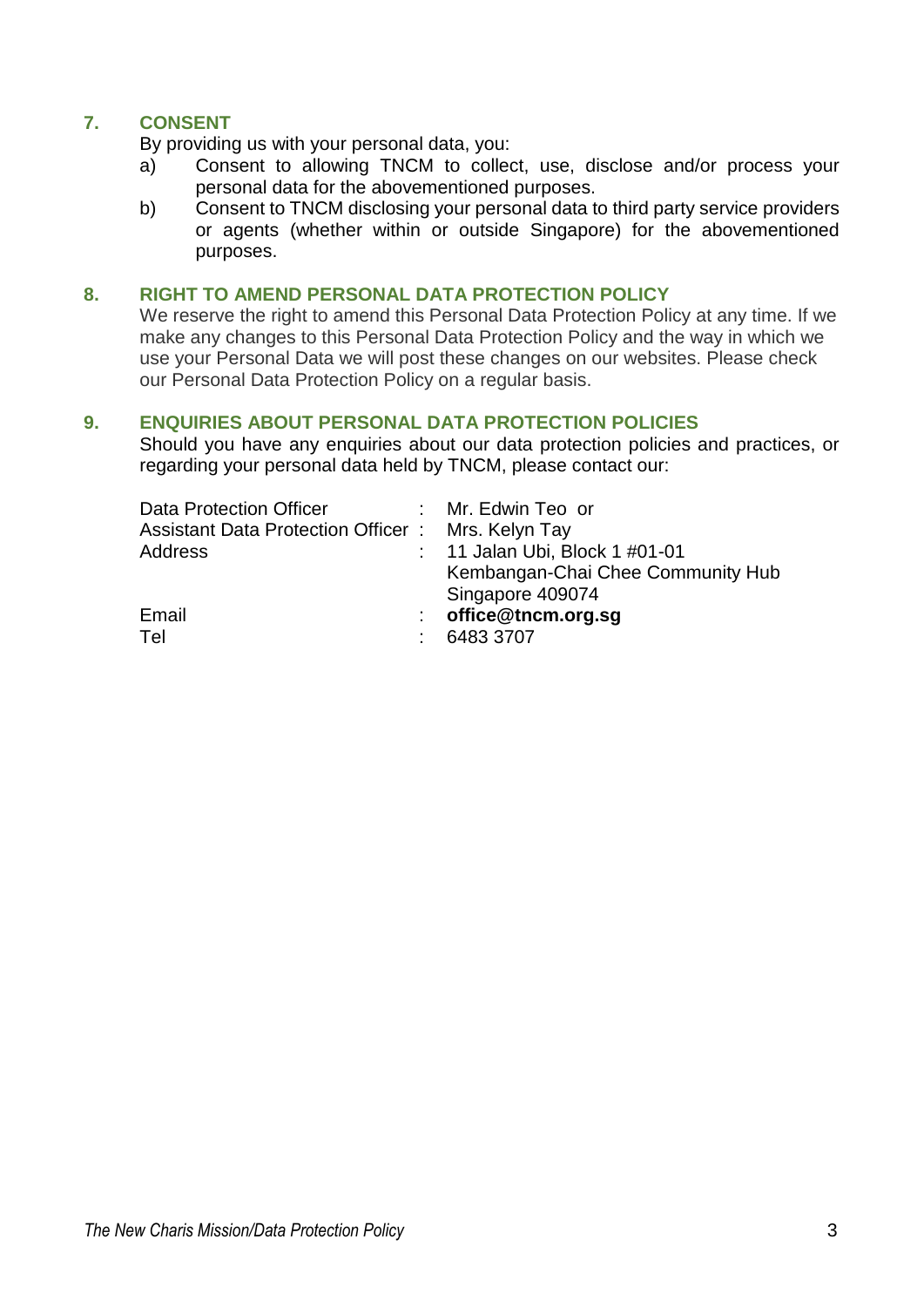## 7. CONSENT

By providing us with your personal data, you:

a) Consent to allowing TNCM to collect, use, disclose and/or process your personal data for the abovementioned purposes.

b) Consent to TNCM disclosing your personal data to third party service providers or agents (whether within or outside Singapore) for the abovementioned purposes.

## 8. RIGHT TO AMEND PERSONAL DATA PROTECTION POLICY

We reserve the right to amend this Personal Data Protection Policy at any time. If we make any changes to this Personal Data Protection Policy and the way in which we use your Personal Data we will post these changes on our websites. Please check our Personal Data Protection Policy on a regular basis.

## 9. ENQUIRIES ABOUT PERSONAL DATA PROTECTION POLICIES

Should you have any enquiries about our data protection policies and practices, or regarding your personal data held by TNCM, please contact our:

| | | |
|---|---|---|
| Data Protection Officer | : | Mr. Edwin Teo or |
| Assistant Data Protection Officer | : | Mrs. Kelyn Tay |
| Address | : | 11 Jalan Ubi, Block 1 #01-01<br>Kembangan-Chai Chee Community Hub<br>Singapore 409074 |
| Email | : | **office@tncm.org.sg** |
| Tel | : | 6483 3707 |